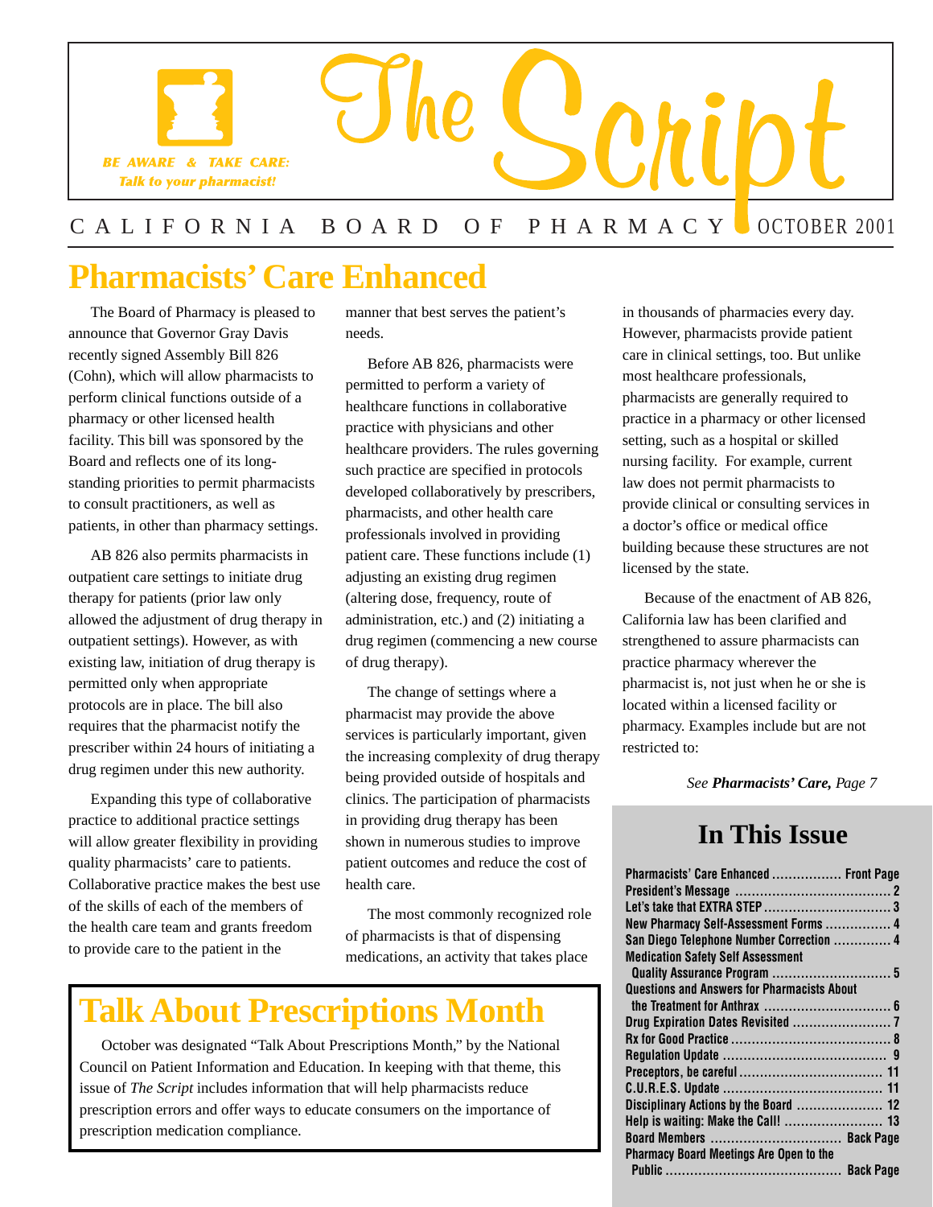# The Script

BE AWARE & TAKE CARE: *Talk to your pharmacist!*

CALIFORNIA BOARD OF PHARMACY OCTOBER 2001

## Pharmacists' Care Enhanced

The Board of Pharmacy is pleased to announce that Governor Gray Davis recently signed Assembly Bill 826 (Cohn), which will allow pharmacists to perform clinical functions outside of a pharmacy or other licensed health facility. This bill was sponsored by the Board and reflects one of its long-standing priorities to permit pharmacists to consult practitioners, as well as patients, in other than pharmacy settings.

AB 826 also permits pharmacists in outpatient care settings to initiate drug therapy for patients (prior law only allowed the adjustment of drug therapy in outpatient settings). However, as with existing law, initiation of drug therapy is permitted only when appropriate protocols are in place. The bill also requires that the pharmacist notify the prescriber within 24 hours of initiating a drug regimen under this new authority.

Expanding this type of collaborative practice to additional practice settings will allow greater flexibility in providing quality pharmacists' care to patients. Collaborative practice makes the best use of the skills of each of the members of the health care team and grants freedom to provide care to the patient in the manner that best serves the patient's needs.

Before AB 826, pharmacists were permitted to perform a variety of healthcare functions in collaborative practice with physicians and other healthcare providers. The rules governing such practice are specified in protocols developed collaboratively by prescribers, pharmacists, and other health care professionals involved in providing patient care. These functions include (1) adjusting an existing drug regimen (altering dose, frequency, route of administration, etc.) and (2) initiating a drug regimen (commencing a new course of drug therapy).

The change of settings where a pharmacist may provide the above services is particularly important, given the increasing complexity of drug therapy being provided outside of hospitals and clinics. The participation of pharmacists in providing drug therapy has been shown in numerous studies to improve patient outcomes and reduce the cost of health care.

The most commonly recognized role of pharmacists is that of dispensing medications, an activity that takes place in thousands of pharmacies every day. However, pharmacists provide patient care in clinical settings, too. But unlike most healthcare professionals, pharmacists are generally required to practice in a pharmacy or other licensed setting, such as a hospital or skilled nursing facility. For example, current law does not permit pharmacists to provide clinical or consulting services in a doctor's office or medical office building because these structures are not licensed by the state.

Because of the enactment of AB 826, California law has been clarified and strengthened to assure pharmacists can practice pharmacy wherever the pharmacist is, not just when he or she is located within a licensed facility or pharmacy. Examples include but are not restricted to:

*See **Pharmacists' Care,** Page 7*

## Talk About Prescriptions Month

October was designated "Talk About Prescriptions Month," by the National Council on Patient Information and Education. In keeping with that theme, this issue of *The Script* includes information that will help pharmacists reduce prescription errors and offer ways to educate consumers on the importance of prescription medication compliance.

## In This Issue

| Article | Page |
|---|---|
| Pharmacists' Care Enhanced | Front Page |
| President's Message | 2 |
| Let's take that EXTRA STEP | 3 |
| New Pharmacy Self-Assessment Forms | 4 |
| San Diego Telephone Number Correction | 4 |
| Medication Safety Self Assessment Quality Assurance Program | 5 |
| Questions and Answers for Pharmacists About the Treatment for Anthrax | 6 |
| Drug Expiration Dates Revisited | 7 |
| Rx for Good Practice | 8 |
| Regulation Update | 9 |
| Preceptors, be careful | 11 |
| C.U.R.E.S. Update | 11 |
| Disciplinary Actions by the Board | 12 |
| Help is waiting: Make the Call! | 13 |
| Board Members | Back Page |
| Pharmacy Board Meetings Are Open to the Public | Back Page |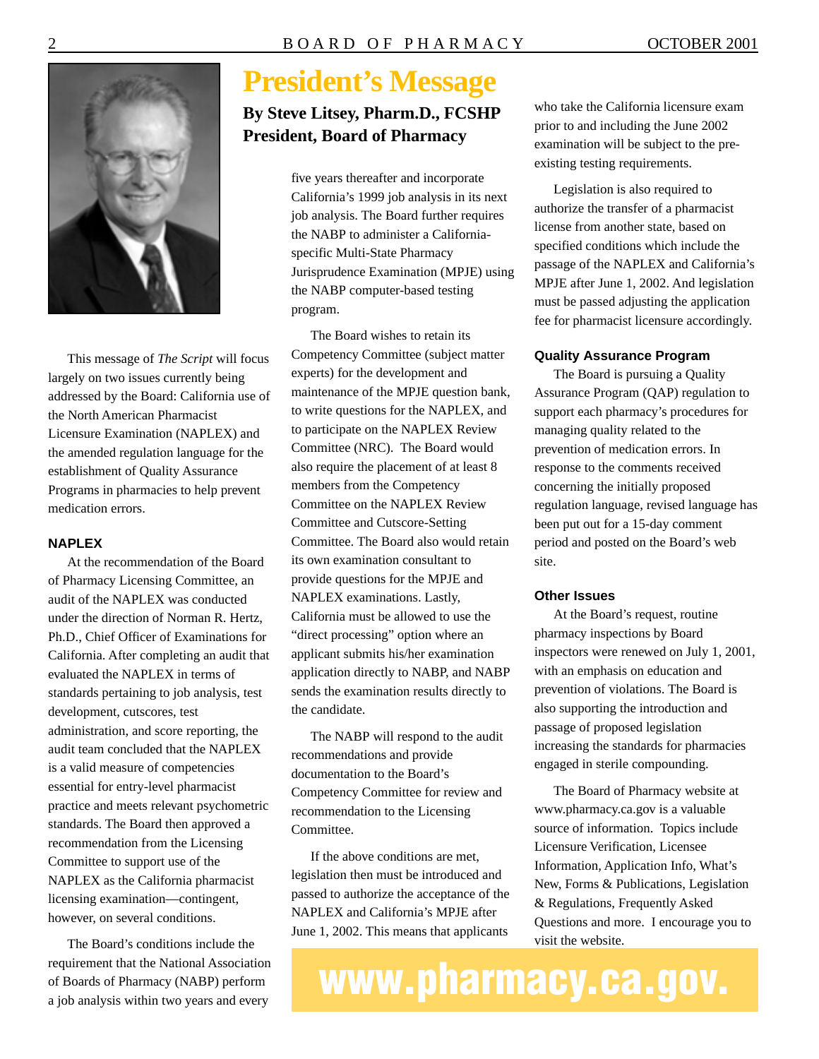# President's Message

**By Steve Litsey, Pharm.D., FCSHP**
**President, Board of Pharmacy**

This message of *The Script* will focus largely on two issues currently being addressed by the Board: California use of the North American Pharmacist Licensure Examination (NAPLEX) and the amended regulation language for the establishment of Quality Assurance Programs in pharmacies to help prevent medication errors.

### NAPLEX

At the recommendation of the Board of Pharmacy Licensing Committee, an audit of the NAPLEX was conducted under the direction of Norman R. Hertz, Ph.D., Chief Officer of Examinations for California. After completing an audit that evaluated the NAPLEX in terms of standards pertaining to job analysis, test development, cutscores, test administration, and score reporting, the audit team concluded that the NAPLEX is a valid measure of competencies essential for entry-level pharmacist practice and meets relevant psychometric standards. The Board then approved a recommendation from the Licensing Committee to support use of the NAPLEX as the California pharmacist licensing examination—contingent, however, on several conditions.

The Board's conditions include the requirement that the National Association of Boards of Pharmacy (NABP) perform a job analysis within two years and every five years thereafter and incorporate California's 1999 job analysis in its next job analysis. The Board further requires the NABP to administer a California-specific Multi-State Pharmacy Jurisprudence Examination (MPJE) using the NABP computer-based testing program.

The Board wishes to retain its Competency Committee (subject matter experts) for the development and maintenance of the MPJE question bank, to write questions for the NAPLEX, and to participate on the NAPLEX Review Committee (NRC). The Board would also require the placement of at least 8 members from the Competency Committee on the NAPLEX Review Committee and Cutscore-Setting Committee. The Board also would retain its own examination consultant to provide questions for the MPJE and NAPLEX examinations. Lastly, California must be allowed to use the "direct processing" option where an applicant submits his/her examination application directly to NABP, and NABP sends the examination results directly to the candidate.

The NABP will respond to the audit recommendations and provide documentation to the Board's Competency Committee for review and recommendation to the Licensing Committee.

If the above conditions are met, legislation then must be introduced and passed to authorize the acceptance of the NAPLEX and California's MPJE after June 1, 2002. This means that applicants who take the California licensure exam prior to and including the June 2002 examination will be subject to the pre-existing testing requirements.

Legislation is also required to authorize the transfer of a pharmacist license from another state, based on specified conditions which include the passage of the NAPLEX and California's MPJE after June 1, 2002. And legislation must be passed adjusting the application fee for pharmacist licensure accordingly.

### Quality Assurance Program

The Board is pursuing a Quality Assurance Program (QAP) regulation to support each pharmacy's procedures for managing quality related to the prevention of medication errors. In response to the comments received concerning the initially proposed regulation language, revised language has been put out for a 15-day comment period and posted on the Board's web site.

### Other Issues

At the Board's request, routine pharmacy inspections by Board inspectors were renewed on July 1, 2001, with an emphasis on education and prevention of violations. The Board is also supporting the introduction and passage of proposed legislation increasing the standards for pharmacies engaged in sterile compounding.

The Board of Pharmacy website at www.pharmacy.ca.gov is a valuable source of information. Topics include Licensure Verification, Licensee Information, Application Info, What's New, Forms & Publications, Legislation & Regulations, Frequently Asked Questions and more. I encourage you to visit the website.

**www.pharmacy.ca.gov.**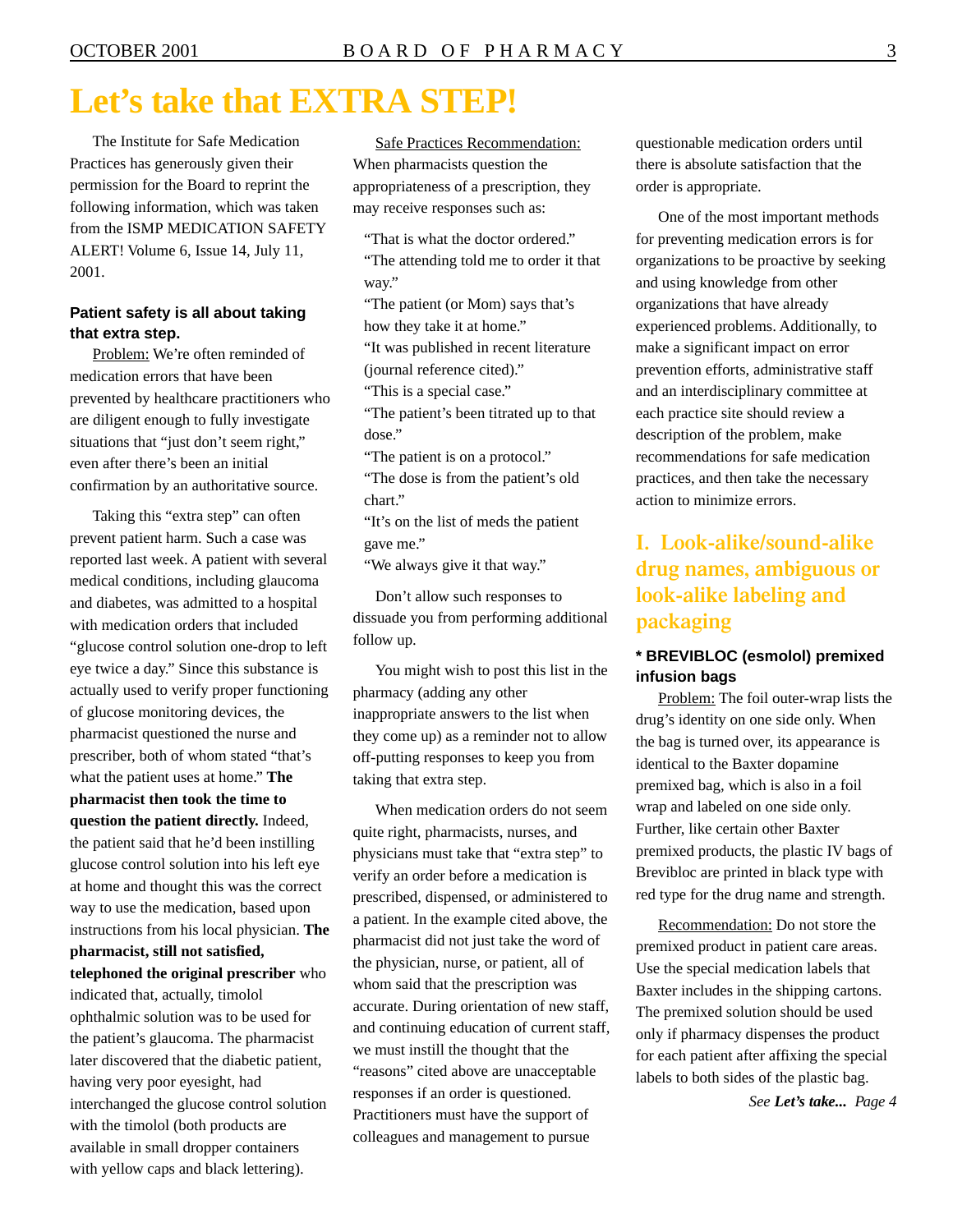# Let's take that EXTRA STEP!

The Institute for Safe Medication Practices has generously given their permission for the Board to reprint the following information, which was taken from the ISMP MEDICATION SAFETY ALERT! Volume 6, Issue 14, July 11, 2001.

### Patient safety is all about taking that extra step.

Problem: We're often reminded of medication errors that have been prevented by healthcare practitioners who are diligent enough to fully investigate situations that "just don't seem right," even after there's been an initial confirmation by an authoritative source.

Taking this "extra step" can often prevent patient harm. Such a case was reported last week. A patient with several medical conditions, including glaucoma and diabetes, was admitted to a hospital with medication orders that included "glucose control solution one-drop to left eye twice a day." Since this substance is actually used to verify proper functioning of glucose monitoring devices, the pharmacist questioned the nurse and prescriber, both of whom stated "that's what the patient uses at home." **The pharmacist then took the time to question the patient directly.** Indeed, the patient said that he'd been instilling glucose control solution into his left eye at home and thought this was the correct way to use the medication, based upon instructions from his local physician. **The pharmacist, still not satisfied, telephoned the original prescriber** who indicated that, actually, timolol ophthalmic solution was to be used for the patient's glaucoma. The pharmacist later discovered that the diabetic patient, having very poor eyesight, had interchanged the glucose control solution with the timolol (both products are available in small dropper containers with yellow caps and black lettering).

Safe Practices Recommendation: When pharmacists question the appropriateness of a prescription, they may receive responses such as:

"That is what the doctor ordered."
"The attending told me to order it that way."
"The patient (or Mom) says that's how they take it at home."
"It was published in recent literature (journal reference cited)."
"This is a special case."
"The patient's been titrated up to that dose."
"The patient is on a protocol."
"The dose is from the patient's old chart."
"It's on the list of meds the patient gave me."
"We always give it that way."

Don't allow such responses to dissuade you from performing additional follow up.

You might wish to post this list in the pharmacy (adding any other inappropriate answers to the list when they come up) as a reminder not to allow off-putting responses to keep you from taking that extra step.

When medication orders do not seem quite right, pharmacists, nurses, and physicians must take that "extra step" to verify an order before a medication is prescribed, dispensed, or administered to a patient. In the example cited above, the pharmacist did not just take the word of the physician, nurse, or patient, all of whom said that the prescription was accurate. During orientation of new staff, and continuing education of current staff, we must instill the thought that the "reasons" cited above are unacceptable responses if an order is questioned. Practitioners must have the support of colleagues and management to pursue questionable medication orders until there is absolute satisfaction that the order is appropriate.

One of the most important methods for preventing medication errors is for organizations to be proactive by seeking and using knowledge from other organizations that have already experienced problems. Additionally, to make a significant impact on error prevention efforts, administrative staff and an interdisciplinary committee at each practice site should review a description of the problem, make recommendations for safe medication practices, and then take the necessary action to minimize errors.

## I. Look-alike/sound-alike drug names, ambiguous or look-alike labeling and packaging

### * BREVIBLOC (esmolol) premixed infusion bags

Problem: The foil outer-wrap lists the drug's identity on one side only. When the bag is turned over, its appearance is identical to the Baxter dopamine premixed bag, which is also in a foil wrap and labeled on one side only. Further, like certain other Baxter premixed products, the plastic IV bags of Brevibloc are printed in black type with red type for the drug name and strength.

Recommendation: Do not store the premixed product in patient care areas. Use the special medication labels that Baxter includes in the shipping cartons. The premixed solution should be used only if pharmacy dispenses the product for each patient after affixing the special labels to both sides of the plastic bag.

*See **Let's take...** Page 4*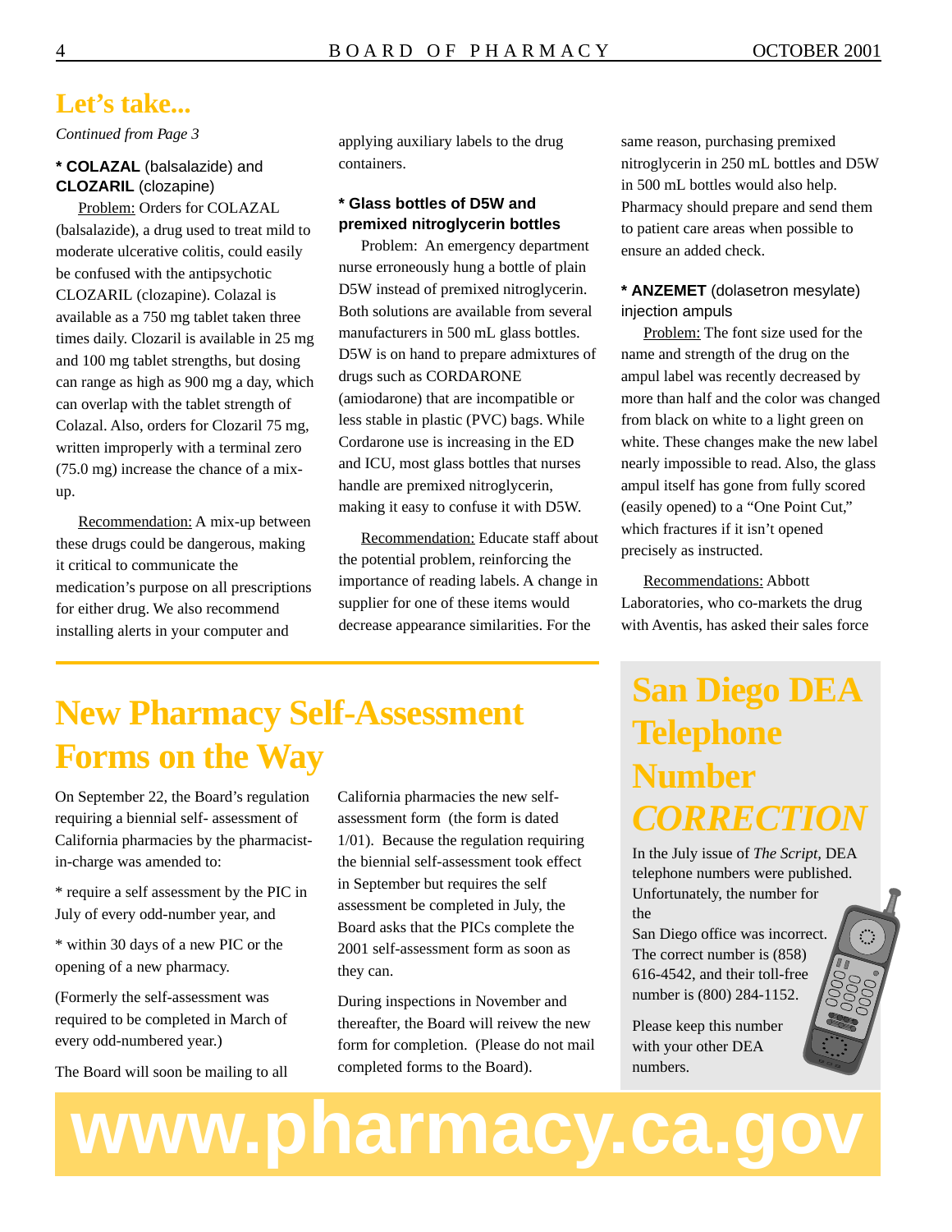## Let's take...

*Continued from Page 3*

**\* COLAZAL** (balsalazide) and **CLOZARIL** (clozapine)

Problem: Orders for COLAZAL (balsalazide), a drug used to treat mild to moderate ulcerative colitis, could easily be confused with the antipsychotic CLOZARIL (clozapine). Colazal is available as a 750 mg tablet taken three times daily. Clozaril is available in 25 mg and 100 mg tablet strengths, but dosing can range as high as 900 mg a day, which can overlap with the tablet strength of Colazal. Also, orders for Clozaril 75 mg, written improperly with a terminal zero (75.0 mg) increase the chance of a mix-up.

Recommendation: A mix-up between these drugs could be dangerous, making it critical to communicate the medication's purpose on all prescriptions for either drug. We also recommend installing alerts in your computer and applying auxiliary labels to the drug containers.

**\* Glass bottles of D5W and premixed nitroglycerin bottles**

Problem: An emergency department nurse erroneously hung a bottle of plain D5W instead of premixed nitroglycerin. Both solutions are available from several manufacturers in 500 mL glass bottles. D5W is on hand to prepare admixtures of drugs such as CORDARONE (amiodarone) that are incompatible or less stable in plastic (PVC) bags. While Cordarone use is increasing in the ED and ICU, most glass bottles that nurses handle are premixed nitroglycerin, making it easy to confuse it with D5W.

Recommendation: Educate staff about the potential problem, reinforcing the importance of reading labels. A change in supplier for one of these items would decrease appearance similarities. For the same reason, purchasing premixed nitroglycerin in 250 mL bottles and D5W in 500 mL bottles would also help. Pharmacy should prepare and send them to patient care areas when possible to ensure an added check.

**\* ANZEMET** (dolasetron mesylate) injection ampuls

Problem: The font size used for the name and strength of the drug on the ampul label was recently decreased by more than half and the color was changed from black on white to a light green on white. These changes make the new label nearly impossible to read. Also, the glass ampul itself has gone from fully scored (easily opened) to a "One Point Cut," which fractures if it isn't opened precisely as instructed.

Recommendations: Abbott Laboratories, who co-markets the drug with Aventis, has asked their sales force

# New Pharmacy Self-Assessment Forms on the Way

On September 22, the Board's regulation requiring a biennial self- assessment of California pharmacies by the pharmacist-in-charge was amended to:

\* require a self assessment by the PIC in July of every odd-number year, and

\* within 30 days of a new PIC or the opening of a new pharmacy.

(Formerly the self-assessment was required to be completed in March of every odd-numbered year.)

The Board will soon be mailing to all California pharmacies the new self-assessment form (the form is dated 1/01). Because the regulation requiring the biennial self-assessment took effect in September but requires the self assessment be completed in July, the Board asks that the PICs complete the 2001 self-assessment form as soon as they can.

During inspections in November and thereafter, the Board will reivew the new form for completion. (Please do not mail completed forms to the Board).

# San Diego DEA Telephone Number *CORRECTION*

In the July issue of *The Script*, DEA telephone numbers were published. Unfortunately, the number for the San Diego office was incorrect. The correct number is (858) 616-4542, and their toll-free number is (800) 284-1152.

Please keep this number with your other DEA numbers.

**www.pharmacy.ca.gov**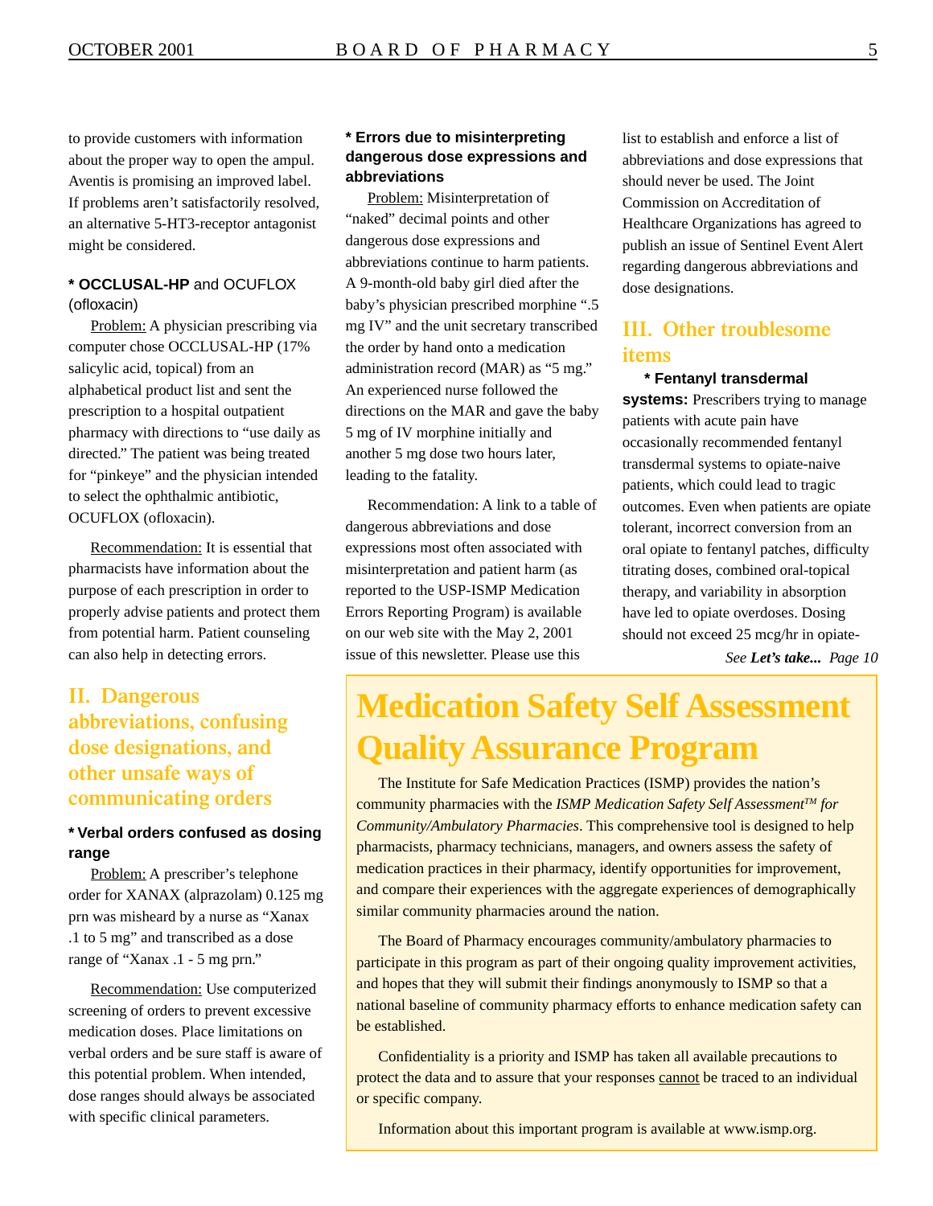to provide customers with information about the proper way to open the ampul. Aventis is promising an improved label. If problems aren't satisfactorily resolved, an alternative 5-HT3-receptor antagonist might be considered.

**\* OCCLUSAL-HP** and OCUFLOX (ofloxacin)

Problem: A physician prescribing via computer chose OCCLUSAL-HP (17% salicylic acid, topical) from an alphabetical product list and sent the prescription to a hospital outpatient pharmacy with directions to "use daily as directed." The patient was being treated for "pinkeye" and the physician intended to select the ophthalmic antibiotic, OCUFLOX (ofloxacin).

Recommendation: It is essential that pharmacists have information about the purpose of each prescription in order to properly advise patients and protect them from potential harm. Patient counseling can also help in detecting errors.

## II. Dangerous abbreviations, confusing dose designations, and other unsafe ways of communicating orders

**\* Verbal orders confused as dosing range**

Problem: A prescriber's telephone order for XANAX (alprazolam) 0.125 mg prn was misheard by a nurse as "Xanax .1 to 5 mg" and transcribed as a dose range of "Xanax .1 - 5 mg prn."

Recommendation: Use computerized screening of orders to prevent excessive medication doses. Place limitations on verbal orders and be sure staff is aware of this potential problem. When intended, dose ranges should always be associated with specific clinical parameters.

**\* Errors due to misinterpreting dangerous dose expressions and abbreviations**

Problem: Misinterpretation of "naked" decimal points and other dangerous dose expressions and abbreviations continue to harm patients. A 9-month-old baby girl died after the baby's physician prescribed morphine ".5 mg IV" and the unit secretary transcribed the order by hand onto a medication administration record (MAR) as "5 mg." An experienced nurse followed the directions on the MAR and gave the baby 5 mg of IV morphine initially and another 5 mg dose two hours later, leading to the fatality.

Recommendation: A link to a table of dangerous abbreviations and dose expressions most often associated with misinterpretation and patient harm (as reported to the USP-ISMP Medication Errors Reporting Program) is available on our web site with the May 2, 2001 issue of this newsletter. Please use this list to establish and enforce a list of abbreviations and dose expressions that should never be used. The Joint Commission on Accreditation of Healthcare Organizations has agreed to publish an issue of Sentinel Event Alert regarding dangerous abbreviations and dose designations.

## III. Other troublesome items

**\* Fentanyl transdermal systems:** Prescribers trying to manage patients with acute pain have occasionally recommended fentanyl transdermal systems to opiate-naive patients, which could lead to tragic outcomes. Even when patients are opiate tolerant, incorrect conversion from an oral opiate to fentanyl patches, difficulty titrating doses, combined oral-topical therapy, and variability in absorption have led to opiate overdoses. Dosing should not exceed 25 mcg/hr in opiate-

*See **Let's take...** Page 10*

# Medication Safety Self Assessment Quality Assurance Program

The Institute for Safe Medication Practices (ISMP) provides the nation's community pharmacies with the *ISMP Medication Safety Self Assessment™ for Community/Ambulatory Pharmacies*. This comprehensive tool is designed to help pharmacists, pharmacy technicians, managers, and owners assess the safety of medication practices in their pharmacy, identify opportunities for improvement, and compare their experiences with the aggregate experiences of demographically similar community pharmacies around the nation.

The Board of Pharmacy encourages community/ambulatory pharmacies to participate in this program as part of their ongoing quality improvement activities, and hopes that they will submit their findings anonymously to ISMP so that a national baseline of community pharmacy efforts to enhance medication safety can be established.

Confidentiality is a priority and ISMP has taken all available precautions to protect the data and to assure that your responses cannot be traced to an individual or specific company.

Information about this important program is available at www.ismp.org.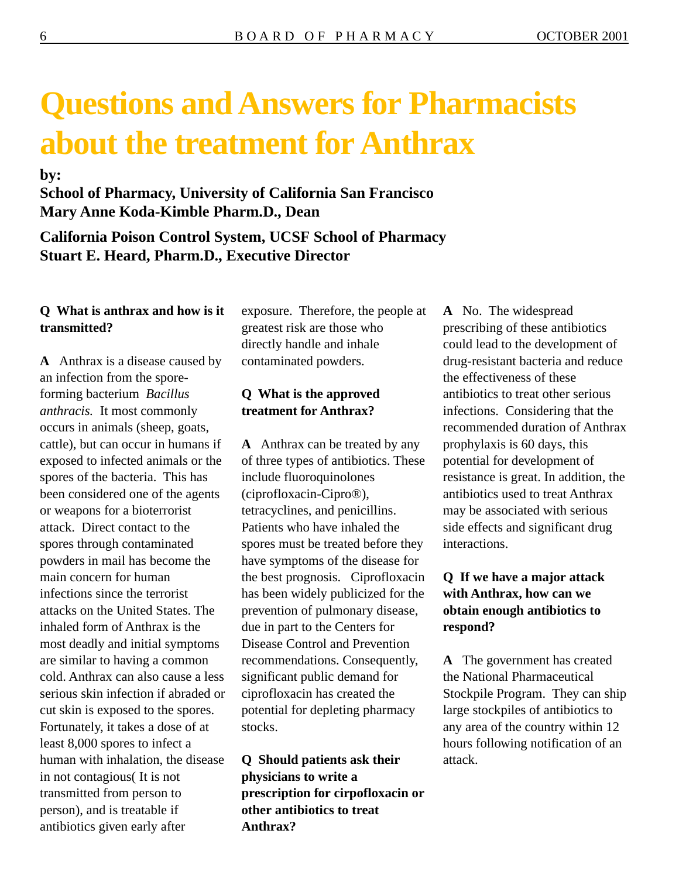# Questions and Answers for Pharmacists about the treatment for Anthrax

**by:**
**School of Pharmacy, University of California San Francisco**
**Mary Anne Koda-Kimble Pharm.D., Dean**

**California Poison Control System, UCSF School of Pharmacy**
**Stuart E. Heard, Pharm.D., Executive Director**

**Q What is anthrax and how is it transmitted?**

**A** Anthrax is a disease caused by an infection from the spore-forming bacterium *Bacillus anthracis.* It most commonly occurs in animals (sheep, goats, cattle), but can occur in humans if exposed to infected animals or the spores of the bacteria. This has been considered one of the agents or weapons for a bioterrorist attack. Direct contact to the spores through contaminated powders in mail has become the main concern for human infections since the terrorist attacks on the United States. The inhaled form of Anthrax is the most deadly and initial symptoms are similar to having a common cold. Anthrax can also cause a less serious skin infection if abraded or cut skin is exposed to the spores. Fortunately, it takes a dose of at least 8,000 spores to infect a human with inhalation, the disease in not contagious( It is not transmitted from person to person), and is treatable if antibiotics given early after exposure. Therefore, the people at greatest risk are those who directly handle and inhale contaminated powders.

**Q What is the approved treatment for Anthrax?**

**A** Anthrax can be treated by any of three types of antibiotics. These include fluoroquinolones (ciprofloxacin-Cipro®), tetracyclines, and penicillins. Patients who have inhaled the spores must be treated before they have symptoms of the disease for the best prognosis. Ciprofloxacin has been widely publicized for the prevention of pulmonary disease, due in part to the Centers for Disease Control and Prevention recommendations. Consequently, significant public demand for ciprofloxacin has created the potential for depleting pharmacy stocks.

**Q Should patients ask their physicians to write a prescription for cirpofloxacin or other antibiotics to treat Anthrax?**

**A** No. The widespread prescribing of these antibiotics could lead to the development of drug-resistant bacteria and reduce the effectiveness of these antibiotics to treat other serious infections. Considering that the recommended duration of Anthrax prophylaxis is 60 days, this potential for development of resistance is great. In addition, the antibiotics used to treat Anthrax may be associated with serious side effects and significant drug interactions.

**Q If we have a major attack with Anthrax, how can we obtain enough antibiotics to respond?**

**A** The government has created the National Pharmaceutical Stockpile Program. They can ship large stockpiles of antibiotics to any area of the country within 12 hours following notification of an attack.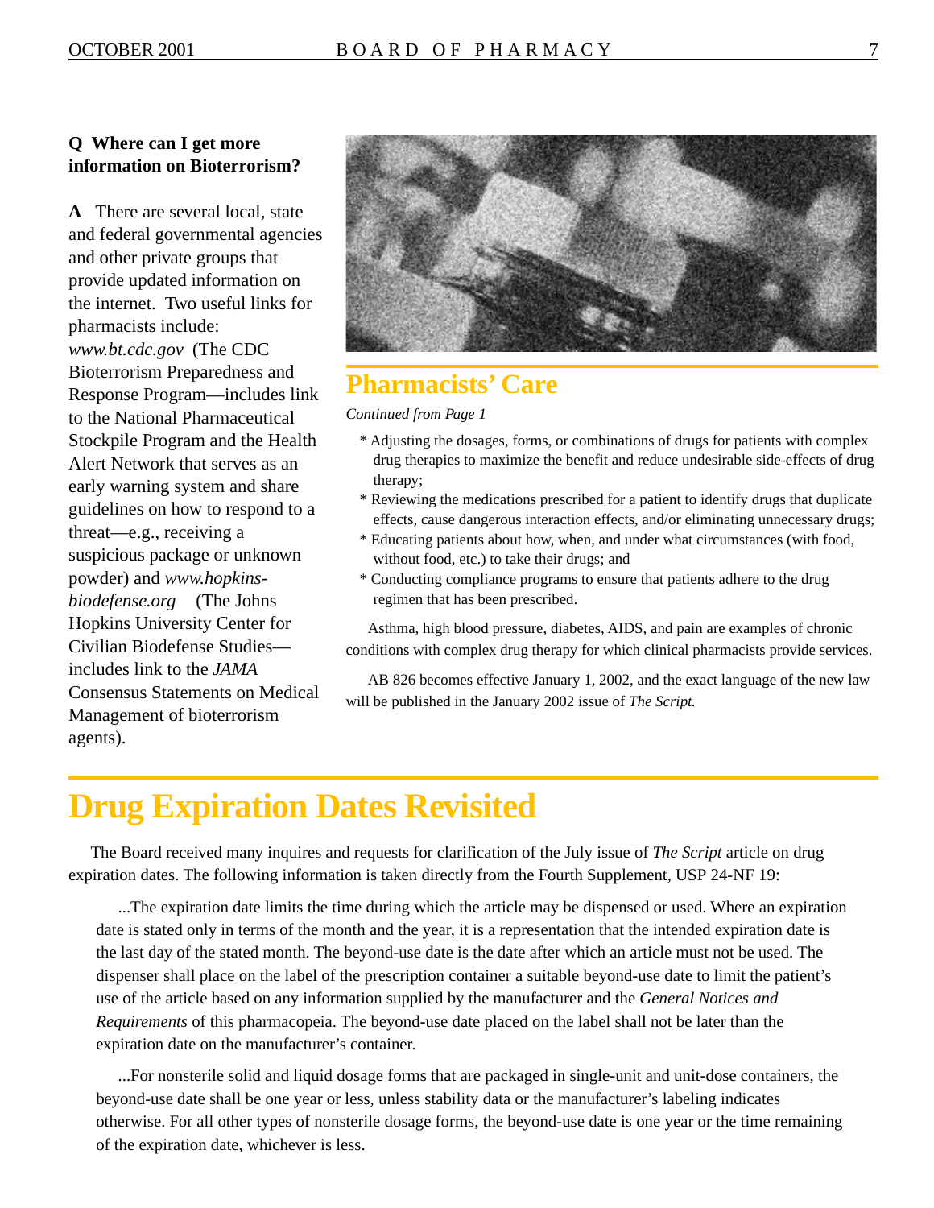**Q Where can I get more information on Bioterrorism?**

**A** There are several local, state and federal governmental agencies and other private groups that provide updated information on the internet. Two useful links for pharmacists include: *www.bt.cdc.gov* (The CDC Bioterrorism Preparedness and Response Program—includes link to the National Pharmaceutical Stockpile Program and the Health Alert Network that serves as an early warning system and share guidelines on how to respond to a threat—e.g., receiving a suspicious package or unknown powder) and *www.hopkins-biodefense.org* (The Johns Hopkins University Center for Civilian Biodefense Studies—includes link to the *JAMA* Consensus Statements on Medical Management of bioterrorism agents).

## Pharmacists' Care

*Continued from Page 1*

* Adjusting the dosages, forms, or combinations of drugs for patients with complex drug therapies to maximize the benefit and reduce undesirable side-effects of drug therapy;
* Reviewing the medications prescribed for a patient to identify drugs that duplicate effects, cause dangerous interaction effects, and/or eliminating unnecessary drugs;
* Educating patients about how, when, and under what circumstances (with food, without food, etc.) to take their drugs; and
* Conducting compliance programs to ensure that patients adhere to the drug regimen that has been prescribed.

Asthma, high blood pressure, diabetes, AIDS, and pain are examples of chronic conditions with complex drug therapy for which clinical pharmacists provide services.

AB 826 becomes effective January 1, 2002, and the exact language of the new law will be published in the January 2002 issue of *The Script.*

# Drug Expiration Dates Revisited

The Board received many inquires and requests for clarification of the July issue of *The Script* article on drug expiration dates. The following information is taken directly from the Fourth Supplement, USP 24-NF 19:

> ...The expiration date limits the time during which the article may be dispensed or used. Where an expiration date is stated only in terms of the month and the year, it is a representation that the intended expiration date is the last day of the stated month. The beyond-use date is the date after which an article must not be used. The dispenser shall place on the label of the prescription container a suitable beyond-use date to limit the patient's use of the article based on any information supplied by the manufacturer and the *General Notices and Requirements* of this pharmacopeia. The beyond-use date placed on the label shall not be later than the expiration date on the manufacturer's container.
>
> ...For nonsterile solid and liquid dosage forms that are packaged in single-unit and unit-dose containers, the beyond-use date shall be one year or less, unless stability data or the manufacturer's labeling indicates otherwise. For all other types of nonsterile dosage forms, the beyond-use date is one year or the time remaining of the expiration date, whichever is less.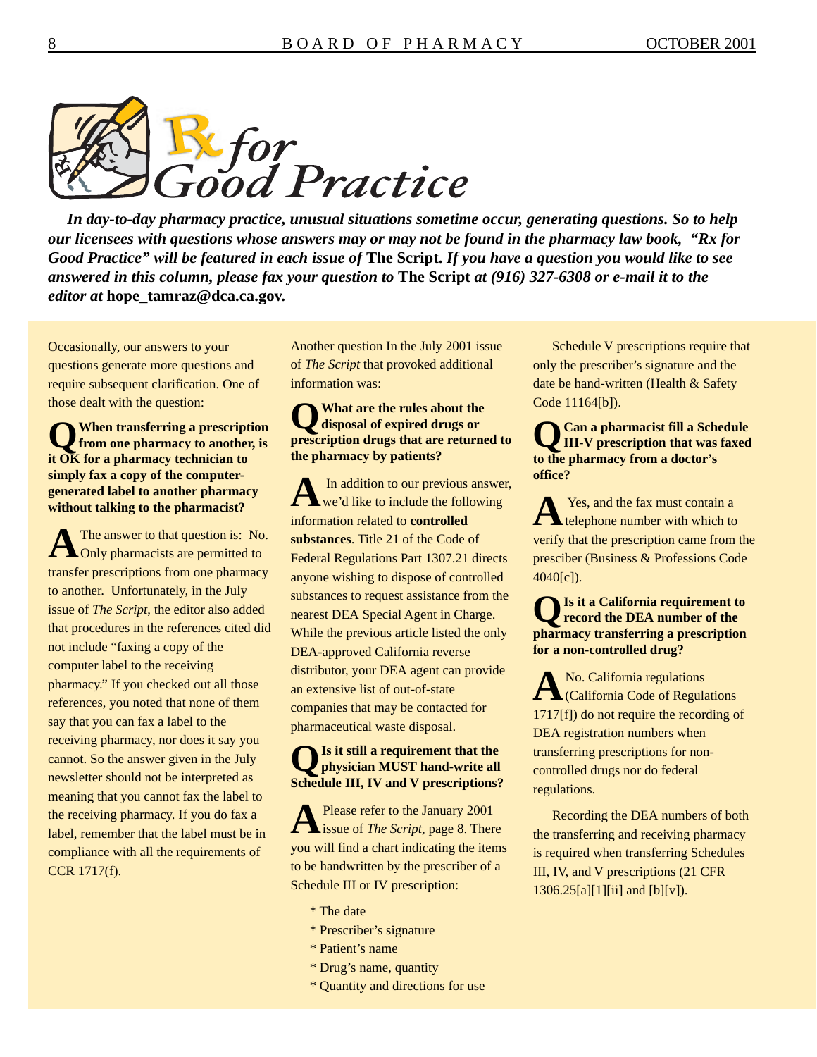# Rx for Good Practice

***In day-to-day pharmacy practice, unusual situations sometime occur, generating questions. So to help our licensees with questions whose answers may or may not be found in the pharmacy law book, "Rx for Good Practice" will be featured in each issue of* The Script. *If you have a question you would like to see answered in this column, please fax your question to* The Script *at (916) 327-6308 or e-mail it to the editor at* hope_tamraz@dca.ca.gov.**

Occasionally, our answers to your questions generate more questions and require subsequent clarification. One of those dealt with the question:

**Q When transferring a prescription from one pharmacy to another, is it OK for a pharmacy technician to simply fax a copy of the computer-generated label to another pharmacy without talking to the pharmacist?**

**A** The answer to that question is: No. Only pharmacists are permitted to transfer prescriptions from one pharmacy to another. Unfortunately, in the July issue of *The Script*, the editor also added that procedures in the references cited did not include "faxing a copy of the computer label to the receiving pharmacy." If you checked out all those references, you noted that none of them say that you can fax a label to the receiving pharmacy, nor does it say you cannot. So the answer given in the July newsletter should not be interpreted as meaning that you cannot fax the label to the receiving pharmacy. If you do fax a label, remember that the label must be in compliance with all the requirements of CCR 1717(f).

Another question In the July 2001 issue of *The Script* that provoked additional information was:

**Q What are the rules about the disposal of expired drugs or prescription drugs that are returned to the pharmacy by patients?**

**A** In addition to our previous answer, we'd like to include the following information related to **controlled substances**. Title 21 of the Code of Federal Regulations Part 1307.21 directs anyone wishing to dispose of controlled substances to request assistance from the nearest DEA Special Agent in Charge. While the previous article listed the only DEA-approved California reverse distributor, your DEA agent can provide an extensive list of out-of-state companies that may be contacted for pharmaceutical waste disposal.

**Q Is it still a requirement that the physician MUST hand-write all Schedule III, IV and V prescriptions?**

**A** Please refer to the January 2001 issue of *The Script*, page 8. There you will find a chart indicating the items to be handwritten by the prescriber of a Schedule III or IV prescription:

- The date
- Prescriber's signature
- Patient's name
- Drug's name, quantity
- Quantity and directions for use

Schedule V prescriptions require that only the prescriber's signature and the date be hand-written (Health & Safety Code 11164[b]).

**Q Can a pharmacist fill a Schedule III-V prescription that was faxed to the pharmacy from a doctor's office?**

**A** Yes, and the fax must contain a telephone number with which to verify that the prescription came from the prescriber (Business & Professions Code 4040[c]).

**Q Is it a California requirement to record the DEA number of the pharmacy transferring a prescription for a non-controlled drug?**

**A** No. California regulations (California Code of Regulations 1717[f]) do not require the recording of DEA registration numbers when transferring prescriptions for non-controlled drugs nor do federal regulations.

Recording the DEA numbers of both the transferring and receiving pharmacy is required when transferring Schedules III, IV, and V prescriptions (21 CFR 1306.25[a][1][ii] and [b][v]).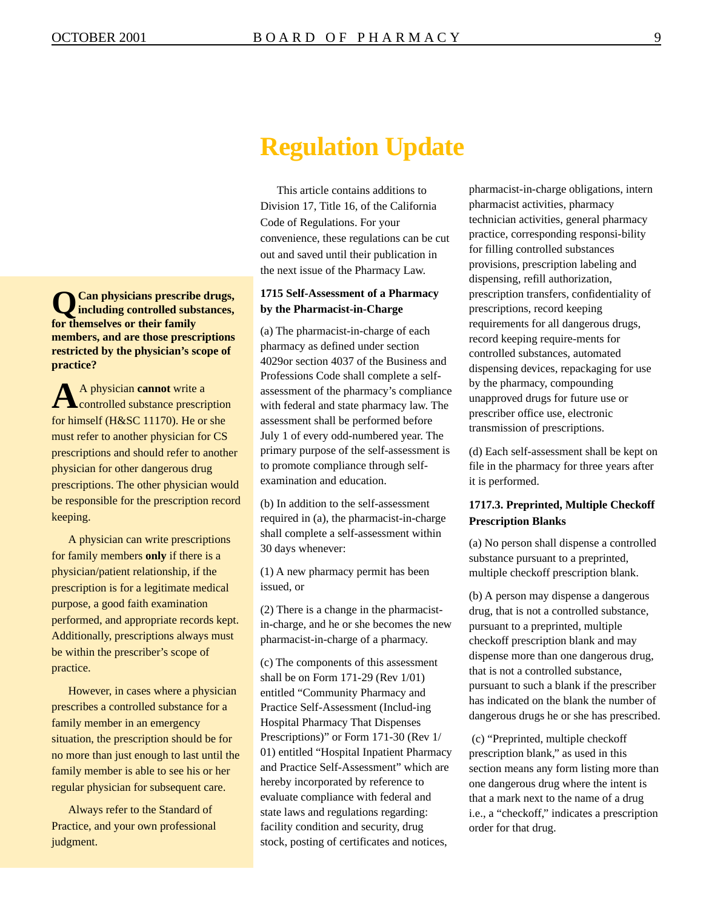# Regulation Update

This article contains additions to Division 17, Title 16, of the California Code of Regulations. For your convenience, these regulations can be cut out and saved until their publication in the next issue of the Pharmacy Law.

**1715 Self-Assessment of a Pharmacy by the Pharmacist-in-Charge**

(a) The pharmacist-in-charge of each pharmacy as defined under section 4029or section 4037 of the Business and Professions Code shall complete a self-assessment of the pharmacy's compliance with federal and state pharmacy law. The assessment shall be performed before July 1 of every odd-numbered year. The primary purpose of the self-assessment is to promote compliance through self-examination and education.

(b) In addition to the self-assessment required in (a), the pharmacist-in-charge shall complete a self-assessment within 30 days whenever:

(1) A new pharmacy permit has been issued, or

(2) There is a change in the pharmacist-in-charge, and he or she becomes the new pharmacist-in-charge of a pharmacy.

(c) The components of this assessment shall be on Form 171-29 (Rev 1/01) entitled "Community Pharmacy and Practice Self-Assessment (Includ-ing Hospital Pharmacy That Dispenses Prescriptions)" or Form 171-30 (Rev 1/01) entitled "Hospital Inpatient Pharmacy and Practice Self-Assessment" which are hereby incorporated by reference to evaluate compliance with federal and state laws and regulations regarding: facility condition and security, drug stock, posting of certificates and notices, pharmacist-in-charge obligations, intern pharmacist activities, pharmacy technician activities, general pharmacy practice, corresponding responsi-bility for filling controlled substances provisions, prescription labeling and dispensing, refill authorization, prescription transfers, confidentiality of prescriptions, record keeping requirements for all dangerous drugs, record keeping require-ments for controlled substances, automated dispensing devices, repackaging for use by the pharmacy, compounding unapproved drugs for future use or prescriber office use, electronic transmission of prescriptions.

(d) Each self-assessment shall be kept on file in the pharmacy for three years after it is performed.

**1717.3. Preprinted, Multiple Checkoff Prescription Blanks**

(a) No person shall dispense a controlled substance pursuant to a preprinted, multiple checkoff prescription blank.

(b) A person may dispense a dangerous drug, that is not a controlled substance, pursuant to a preprinted, multiple checkoff prescription blank and may dispense more than one dangerous drug, that is not a controlled substance, pursuant to such a blank if the prescriber has indicated on the blank the number of dangerous drugs he or she has prescribed.

(c) "Preprinted, multiple checkoff prescription blank," as used in this section means any form listing more than one dangerous drug where the intent is that a mark next to the name of a drug i.e., a "checkoff," indicates a prescription order for that drug.

---

**Q Can physicians prescribe drugs, including controlled substances, for themselves or their family members, and are those prescriptions restricted by the physician's scope of practice?**

**A** A physician **cannot** write a controlled substance prescription for himself (H&SC 11170). He or she must refer to another physician for CS prescriptions and should refer to another physician for other dangerous drug prescriptions. The other physician would be responsible for the prescription record keeping.

A physician can write prescriptions for family members **only** if there is a physician/patient relationship, if the prescription is for a legitimate medical purpose, a good faith examination performed, and appropriate records kept. Additionally, prescriptions always must be within the prescriber's scope of practice.

However, in cases where a physician prescribes a controlled substance for a family member in an emergency situation, the prescription should be for no more than just enough to last until the family member is able to see his or her regular physician for subsequent care.

Always refer to the Standard of Practice, and your own professional judgment.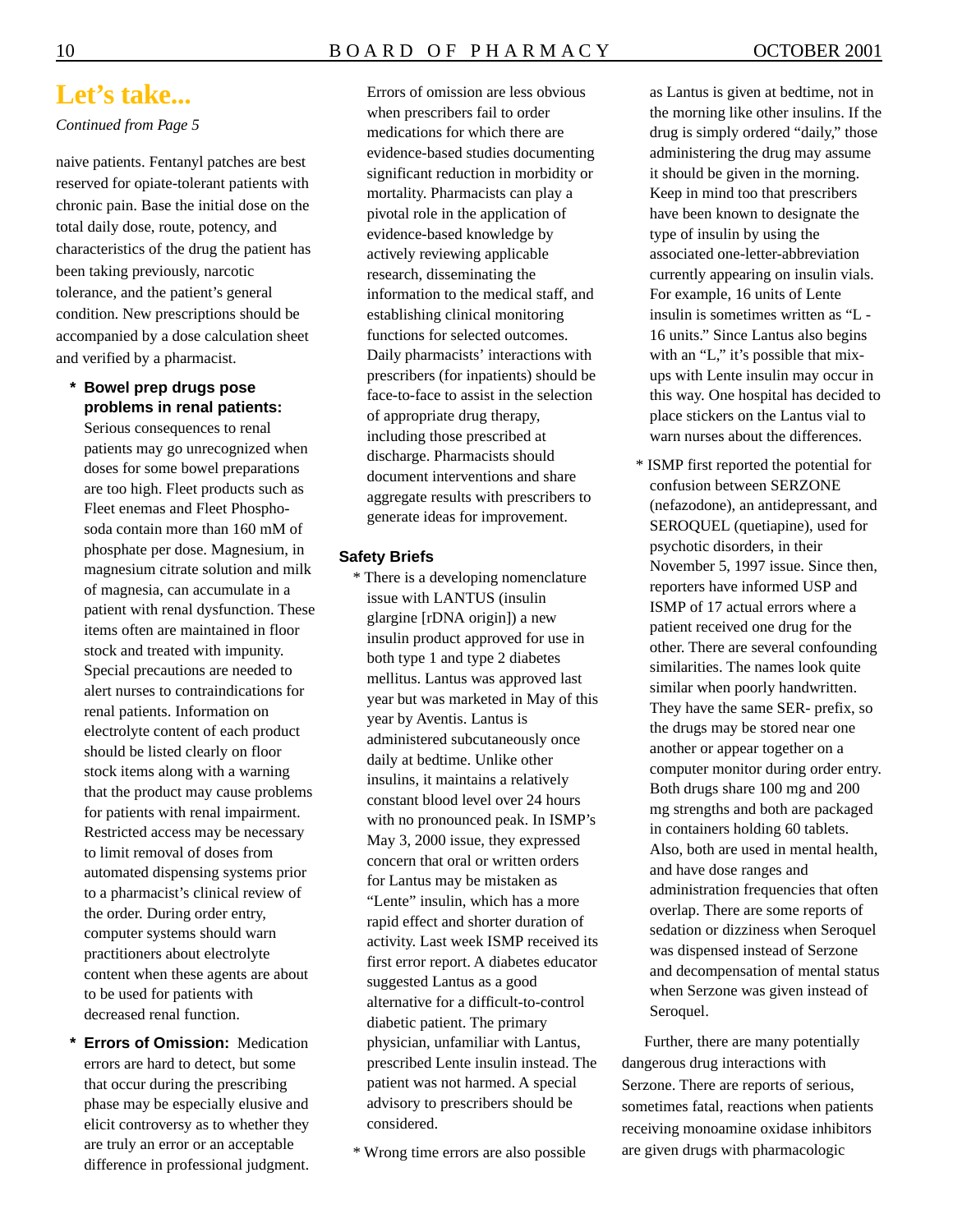## Let's take...

*Continued from Page 5*

naive patients. Fentanyl patches are best reserved for opiate-tolerant patients with chronic pain. Base the initial dose on the total daily dose, route, potency, and characteristics of the drug the patient has been taking previously, narcotic tolerance, and the patient's general condition. New prescriptions should be accompanied by a dose calculation sheet and verified by a pharmacist.

* **Bowel prep drugs pose problems in renal patients:** Serious consequences to renal patients may go unrecognized when doses for some bowel preparations are too high. Fleet products such as Fleet enemas and Fleet Phospho-soda contain more than 160 mM of phosphate per dose. Magnesium, in magnesium citrate solution and milk of magnesia, can accumulate in a patient with renal dysfunction. These items often are maintained in floor stock and treated with impunity. Special precautions are needed to alert nurses to contraindications for renal patients. Information on electrolyte content of each product should be listed clearly on floor stock items along with a warning that the product may cause problems for patients with renal impairment. Restricted access may be necessary to limit removal of doses from automated dispensing systems prior to a pharmacist's clinical review of the order. During order entry, computer systems should warn practitioners about electrolyte content when these agents are about to be used for patients with decreased renal function.

* **Errors of Omission:** Medication errors are hard to detect, but some that occur during the prescribing phase may be especially elusive and elicit controversy as to whether they are truly an error or an acceptable difference in professional judgment. Errors of omission are less obvious when prescribers fail to order medications for which there are evidence-based studies documenting significant reduction in morbidity or mortality. Pharmacists can play a pivotal role in the application of evidence-based knowledge by actively reviewing applicable research, disseminating the information to the medical staff, and establishing clinical monitoring functions for selected outcomes. Daily pharmacists' interactions with prescribers (for inpatients) should be face-to-face to assist in the selection of appropriate drug therapy, including those prescribed at discharge. Pharmacists should document interventions and share aggregate results with prescribers to generate ideas for improvement.

### Safety Briefs

* There is a developing nomenclature issue with LANTUS (insulin glargine [rDNA origin]) a new insulin product approved for use in both type 1 and type 2 diabetes mellitus. Lantus was approved last year but was marketed in May of this year by Aventis. Lantus is administered subcutaneously once daily at bedtime. Unlike other insulins, it maintains a relatively constant blood level over 24 hours with no pronounced peak. In ISMP's May 3, 2000 issue, they expressed concern that oral or written orders for Lantus may be mistaken as "Lente" insulin, which has a more rapid effect and shorter duration of activity. Last week ISMP received its first error report. A diabetes educator suggested Lantus as a good alternative for a difficult-to-control diabetic patient. The primary physician, unfamiliar with Lantus, prescribed Lente insulin instead. The patient was not harmed. A special advisory to prescribers should be considered.

* Wrong time errors are also possible as Lantus is given at bedtime, not in the morning like other insulins. If the drug is simply ordered "daily," those administering the drug may assume it should be given in the morning. Keep in mind too that prescribers have been known to designate the type of insulin by using the associated one-letter-abbreviation currently appearing on insulin vials. For example, 16 units of Lente insulin is sometimes written as "L - 16 units." Since Lantus also begins with an "L," it's possible that mix-ups with Lente insulin may occur in this way. One hospital has decided to place stickers on the Lantus vial to warn nurses about the differences.

* ISMP first reported the potential for confusion between SERZONE (nefazodone), an antidepressant, and SEROQUEL (quetiapine), used for psychotic disorders, in their November 5, 1997 issue. Since then, reporters have informed USP and ISMP of 17 actual errors where a patient received one drug for the other. There are several confounding similarities. The names look quite similar when poorly handwritten. They have the same SER- prefix, so the drugs may be stored near one another or appear together on a computer monitor during order entry. Both drugs share 100 mg and 200 mg strengths and both are packaged in containers holding 60 tablets. Also, both are used in mental health, and have dose ranges and administration frequencies that often overlap. There are some reports of sedation or dizziness when Seroquel was dispensed instead of Serzone and decompensation of mental status when Serzone was given instead of Seroquel.

Further, there are many potentially dangerous drug interactions with Serzone. There are reports of serious, sometimes fatal, reactions when patients receiving monoamine oxidase inhibitors are given drugs with pharmacologic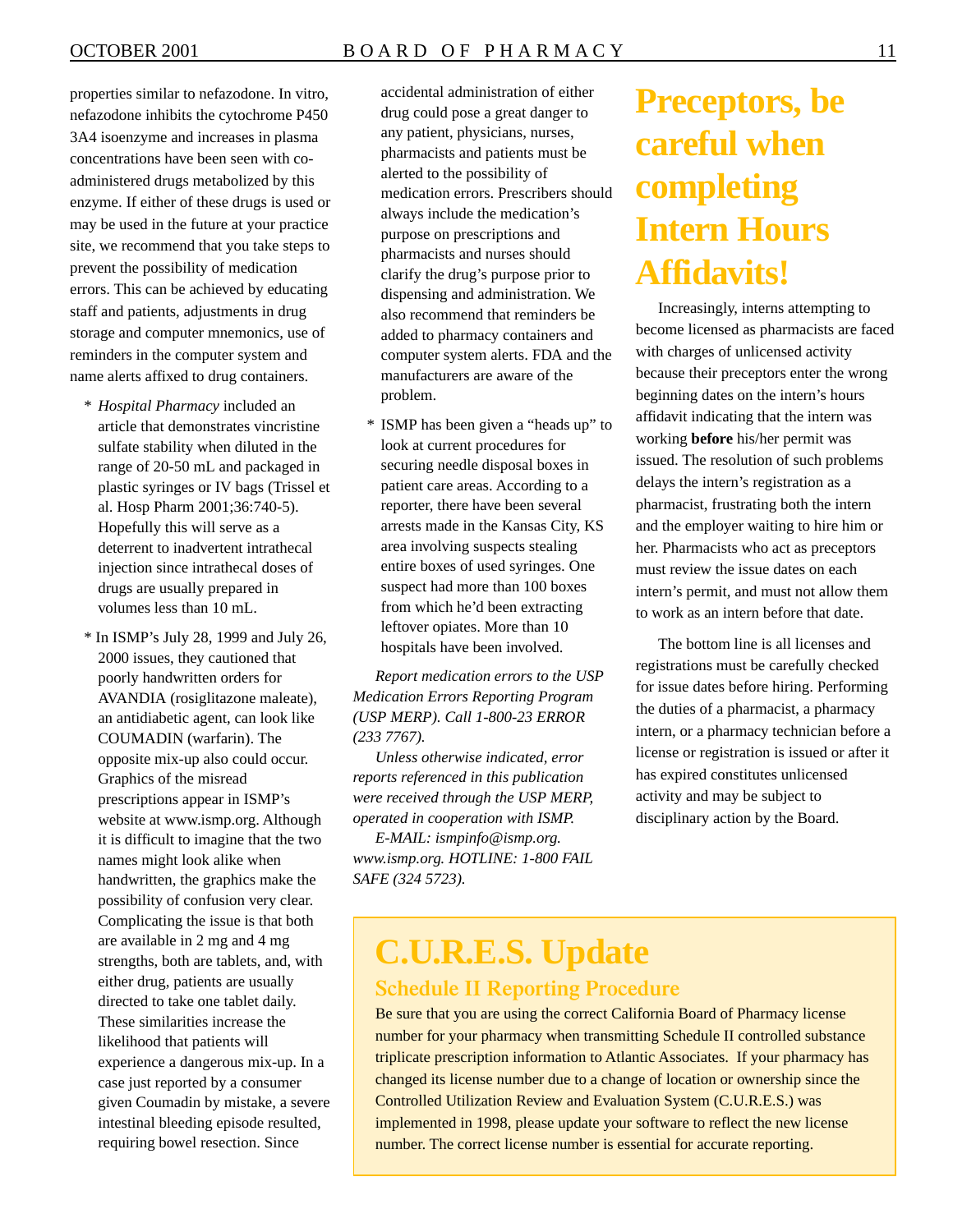properties similar to nefazodone. In vitro, nefazodone inhibits the cytochrome P450 3A4 isoenzyme and increases in plasma concentrations have been seen with co-administered drugs metabolized by this enzyme. If either of these drugs is used or may be used in the future at your practice site, we recommend that you take steps to prevent the possibility of medication errors. This can be achieved by educating staff and patients, adjustments in drug storage and computer mnemonics, use of reminders in the computer system and name alerts affixed to drug containers.

* *Hospital Pharmacy* included an article that demonstrates vincristine sulfate stability when diluted in the range of 20-50 mL and packaged in plastic syringes or IV bags (Trissel et al. Hosp Pharm 2001;36:740-5). Hopefully this will serve as a deterrent to inadvertent intrathecal injection since intrathecal doses of drugs are usually prepared in volumes less than 10 mL.

* In ISMP's July 28, 1999 and July 26, 2000 issues, they cautioned that poorly handwritten orders for AVANDIA (rosiglitazone maleate), an antidiabetic agent, can look like COUMADIN (warfarin). The opposite mix-up also could occur. Graphics of the misread prescriptions appear in ISMP's website at www.ismp.org. Although it is difficult to imagine that the two names might look alike when handwritten, the graphics make the possibility of confusion very clear. Complicating the issue is that both are available in 2 mg and 4 mg strengths, both are tablets, and, with either drug, patients are usually directed to take one tablet daily. These similarities increase the likelihood that patients will experience a dangerous mix-up. In a case just reported by a consumer given Coumadin by mistake, a severe intestinal bleeding episode resulted, requiring bowel resection. Since accidental administration of either drug could pose a great danger to any patient, physicians, nurses, pharmacists and patients must be alerted to the possibility of medication errors. Prescribers should always include the medication's purpose on prescriptions and pharmacists and nurses should clarify the drug's purpose prior to dispensing and administration. We also recommend that reminders be added to pharmacy containers and computer system alerts. FDA and the manufacturers are aware of the problem.

* ISMP has been given a "heads up" to look at current procedures for securing needle disposal boxes in patient care areas. According to a reporter, there have been several arrests made in the Kansas City, KS area involving suspects stealing entire boxes of used syringes. One suspect had more than 100 boxes from which he'd been extracting leftover opiates. More than 10 hospitals have been involved.

*Report medication errors to the USP Medication Errors Reporting Program (USP MERP). Call 1-800-23 ERROR (233 7767).*

*Unless otherwise indicated, error reports referenced in this publication were received through the USP MERP, operated in cooperation with ISMP.*

*E-MAIL: ismpinfo@ismp.org. www.ismp.org. HOTLINE: 1-800 FAIL SAFE (324 5723).*

# Preceptors, be careful when completing Intern Hours Affidavits!

Increasingly, interns attempting to become licensed as pharmacists are faced with charges of unlicensed activity because their preceptors enter the wrong beginning dates on the intern's hours affidavit indicating that the intern was working **before** his/her permit was issued. The resolution of such problems delays the intern's registration as a pharmacist, frustrating both the intern and the employer waiting to hire him or her. Pharmacists who act as preceptors must review the issue dates on each intern's permit, and must not allow them to work as an intern before that date.

The bottom line is all licenses and registrations must be carefully checked for issue dates before hiring. Performing the duties of a pharmacist, a pharmacy intern, or a pharmacy technician before a license or registration is issued or after it has expired constitutes unlicensed activity and may be subject to disciplinary action by the Board.

# C.U.R.E.S. Update

## Schedule II Reporting Procedure

Be sure that you are using the correct California Board of Pharmacy license number for your pharmacy when transmitting Schedule II controlled substance triplicate prescription information to Atlantic Associates. If your pharmacy has changed its license number due to a change of location or ownership since the Controlled Utilization Review and Evaluation System (C.U.R.E.S.) was implemented in 1998, please update your software to reflect the new license number. The correct license number is essential for accurate reporting.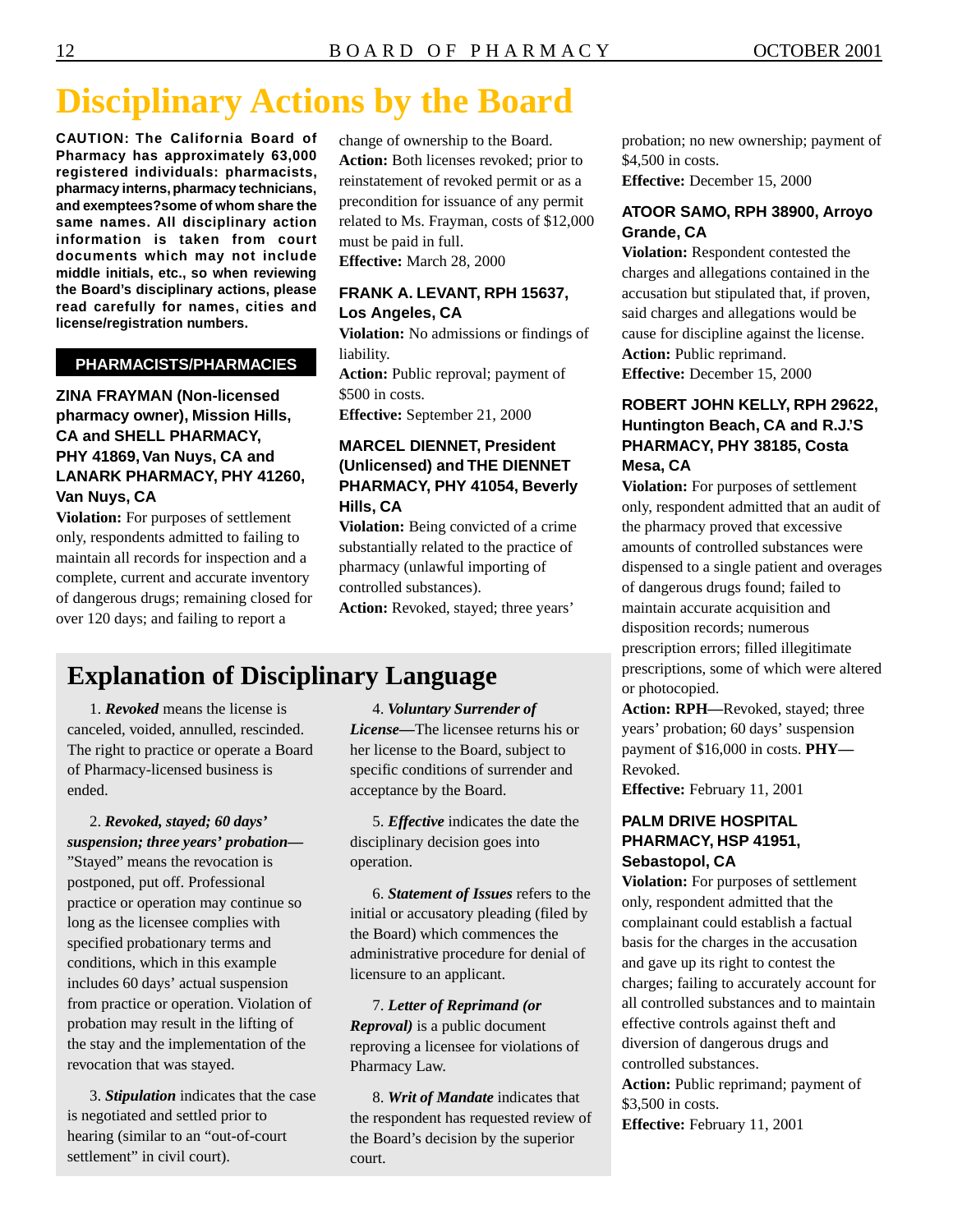# Disciplinary Actions by the Board

**CAUTION: The California Board of Pharmacy has approximately 63,000 registered individuals: pharmacists, pharmacy interns, pharmacy technicians, and exemptees?some of whom share the same names. All disciplinary action information is taken from court documents which may not include middle initials, etc., so when reviewing the Board's disciplinary actions, please read carefully for names, cities and license/registration numbers.**

## PHARMACISTS/PHARMACIES

### ZINA FRAYMAN (Non-licensed pharmacy owner), Mission Hills, CA and SHELL PHARMACY, PHY 41869, Van Nuys, CA and LANARK PHARMACY, PHY 41260, Van Nuys, CA

**Violation:** For purposes of settlement only, respondents admitted to failing to maintain all records for inspection and a complete, current and accurate inventory of dangerous drugs; remaining closed for over 120 days; and failing to report a change of ownership to the Board.

**Action:** Both licenses revoked; prior to reinstatement of revoked permit or as a precondition for issuance of any permit related to Ms. Frayman, costs of $12,000 must be paid in full.

**Effective:** March 28, 2000

### FRANK A. LEVANT, RPH 15637, Los Angeles, CA

**Violation:** No admissions or findings of liability.

**Action:** Public reproval; payment of $500 in costs.

**Effective:** September 21, 2000

### MARCEL DIENNET, President (Unlicensed) and THE DIENNET PHARMACY, PHY 41054, Beverly Hills, CA

**Violation:** Being convicted of a crime substantially related to the practice of pharmacy (unlawful importing of controlled substances).

**Action:** Revoked, stayed; three years' probation; no new ownership; payment of $4,500 in costs.

**Effective:** December 15, 2000

### ATOOR SAMO, RPH 38900, Arroyo Grande, CA

**Violation:** Respondent contested the charges and allegations contained in the accusation but stipulated that, if proven, said charges and allegations would be cause for discipline against the license.

**Action:** Public reprimand.

**Effective:** December 15, 2000

### ROBERT JOHN KELLY, RPH 29622, Huntington Beach, CA and R.J.'S PHARMACY, PHY 38185, Costa Mesa, CA

**Violation:** For purposes of settlement only, respondent admitted that an audit of the pharmacy proved that excessive amounts of controlled substances were dispensed to a single patient and overages of dangerous drugs found; failed to maintain accurate acquisition and disposition records; numerous prescription errors; filled illegitimate prescriptions, some of which were altered or photocopied.

**Action: RPH—**Revoked, stayed; three years' probation; 60 days' suspension payment of $16,000 in costs. **PHY—** Revoked.

**Effective:** February 11, 2001

### PALM DRIVE HOSPITAL PHARMACY, HSP 41951, Sebastopol, CA

**Violation:** For purposes of settlement only, respondent admitted that the complainant could establish a factual basis for the charges in the accusation and gave up its right to contest the charges; failing to accurately account for all controlled substances and to maintain effective controls against theft and diversion of dangerous drugs and controlled substances.

**Action:** Public reprimand; payment of $3,500 in costs.

**Effective:** February 11, 2001

## Explanation of Disciplinary Language

1. ***Revoked*** means the license is canceled, voided, annulled, rescinded. The right to practice or operate a Board of Pharmacy-licensed business is ended.

2. ***Revoked, stayed; 60 days' suspension; three years' probation—*** "Stayed" means the revocation is postponed, put off. Professional practice or operation may continue so long as the licensee complies with specified probationary terms and conditions, which in this example includes 60 days' actual suspension from practice or operation. Violation of probation may result in the lifting of the stay and the implementation of the revocation that was stayed.

3. ***Stipulation*** indicates that the case is negotiated and settled prior to hearing (similar to an "out-of-court settlement" in civil court).

4. ***Voluntary Surrender of License—***The licensee returns his or her license to the Board, subject to specific conditions of surrender and acceptance by the Board.

5. ***Effective*** indicates the date the disciplinary decision goes into operation.

6. ***Statement of Issues*** refers to the initial or accusatory pleading (filed by the Board) which commences the administrative procedure for denial of licensure to an applicant.

7. ***Letter of Reprimand (or Reproval)*** is a public document reproving a licensee for violations of Pharmacy Law.

8. ***Writ of Mandate*** indicates that the respondent has requested review of the Board's decision by the superior court.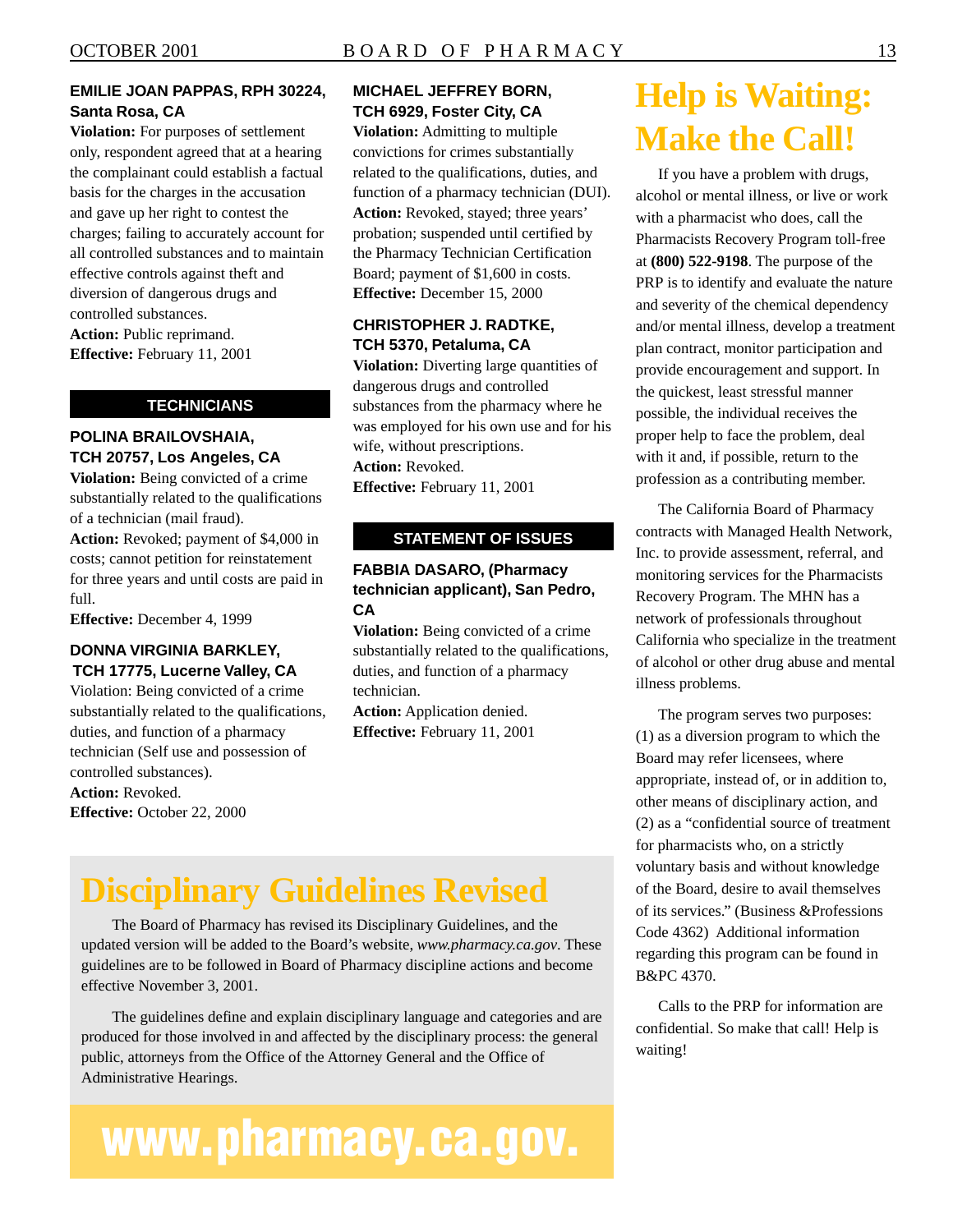**EMILIE JOAN PAPPAS, RPH 30224, Santa Rosa, CA**

**Violation:** For purposes of settlement only, respondent agreed that at a hearing the complainant could establish a factual basis for the charges in the accusation and gave up her right to contest the charges; failing to accurately account for all controlled substances and to maintain effective controls against theft and diversion of dangerous drugs and controlled substances.

**Action:** Public reprimand.

**Effective:** February 11, 2001

## TECHNICIANS

**POLINA BRAILOVSHAIA, TCH 20757, Los Angeles, CA**

**Violation:** Being convicted of a crime substantially related to the qualifications of a technician (mail fraud).

**Action:** Revoked; payment of $4,000 in costs; cannot petition for reinstatement for three years and until costs are paid in full.

**Effective:** December 4, 1999

**DONNA VIRGINIA BARKLEY, TCH 17775, Lucerne Valley, CA**

Violation: Being convicted of a crime substantially related to the qualifications, duties, and function of a pharmacy technician (Self use and possession of controlled substances).

**Action:** Revoked.

**Effective:** October 22, 2000

**MICHAEL JEFFREY BORN, TCH 6929, Foster City, CA**

**Violation:** Admitting to multiple convictions for crimes substantially related to the qualifications, duties, and function of a pharmacy technician (DUI).

**Action:** Revoked, stayed; three years' probation; suspended until certified by the Pharmacy Technician Certification Board; payment of $1,600 in costs.

**Effective:** December 15, 2000

**CHRISTOPHER J. RADTKE, TCH 5370, Petaluma, CA**

**Violation:** Diverting large quantities of dangerous drugs and controlled substances from the pharmacy where he was employed for his own use and for his wife, without prescriptions.

**Action:** Revoked.

**Effective:** February 11, 2001

## STATEMENT OF ISSUES

**FABBIA DASARO, (Pharmacy technician applicant), San Pedro, CA**

**Violation:** Being convicted of a crime substantially related to the qualifications, duties, and function of a pharmacy technician.

**Action:** Application denied.

**Effective:** February 11, 2001

# Help is Waiting: Make the Call!

If you have a problem with drugs, alcohol or mental illness, or live or work with a pharmacist who does, call the Pharmacists Recovery Program toll-free at **(800) 522-9198**. The purpose of the PRP is to identify and evaluate the nature and severity of the chemical dependency and/or mental illness, develop a treatment plan contract, monitor participation and provide encouragement and support. In the quickest, least stressful manner possible, the individual receives the proper help to face the problem, deal with it and, if possible, return to the profession as a contributing member.

The California Board of Pharmacy contracts with Managed Health Network, Inc. to provide assessment, referral, and monitoring services for the Pharmacists Recovery Program. The MHN has a network of professionals throughout California who specialize in the treatment of alcohol or other drug abuse and mental illness problems.

The program serves two purposes: (1) as a diversion program to which the Board may refer licensees, where appropriate, instead of, or in addition to, other means of disciplinary action, and (2) as a "confidential source of treatment for pharmacists who, on a strictly voluntary basis and without knowledge of the Board, desire to avail themselves of its services." (Business &Professions Code 4362) Additional information regarding this program can be found in B&PC 4370.

Calls to the PRP for information are confidential. So make that call! Help is waiting!

# Disciplinary Guidelines Revised

The Board of Pharmacy has revised its Disciplinary Guidelines, and the updated version will be added to the Board's website, *www.pharmacy.ca.gov*. These guidelines are to be followed in Board of Pharmacy discipline actions and become effective November 3, 2001.

The guidelines define and explain disciplinary language and categories and are produced for those involved in and affected by the disciplinary process: the general public, attorneys from the Office of the Attorney General and the Office of Administrative Hearings.

**www.pharmacy.ca.gov.**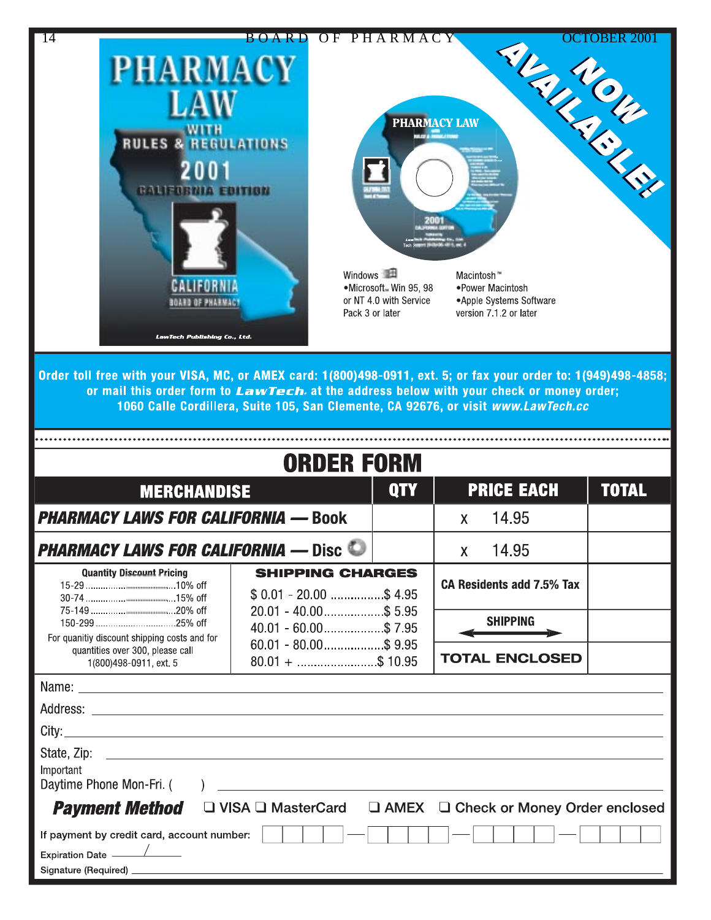**NOW AVAILABLE!**

PHARMACY LAW WITH RULES & REGULATIONS 2001 CALIFORNIA EDITION

CALIFORNIA BOARD OF PHARMACY

LawTech Publishing Co., Ltd.

Windows
•Microsoft™ Win 95, 98 or NT 4.0 with Service Pack 3 or later

Macintosh™
•Power Macintosh
•Apple Systems Software version 7.1.2 or later

**Order toll free with your VISA, MC, or AMEX card: 1(800)498-0911, ext. 5; or fax your order to: 1(949)498-4858; or mail this order form to *LawTech* at the address below with your check or money order; 1060 Calle Cordillera, Suite 105, San Clemente, CA 92676, or visit *www.LawTech.cc***

# ORDER FORM

| MERCHANDISE | QTY | PRICE EACH | TOTAL |
|---|---|---|---|
| ***PHARMACY LAWS FOR CALIFORNIA* — Book** | | x 14.95 | |
| ***PHARMACY LAWS FOR CALIFORNIA* — Disc** | | x 14.95 | |
| | | CA Residents add 7.5% Tax | |
| | | SHIPPING | |
| | | TOTAL ENCLOSED | |

**Quantity Discount Pricing**

- 15-29 ....10% off
- 30-74 ....15% off
- 75-149 ....20% off
- 150-299 ....25% off

For quanitiy discount shipping costs and for quantities over 300, please call 1(800)498-0911, ext. 5

**SHIPPING CHARGES**

- $ 0.01 - 20.00 ....$ 4.95
- 20.01 - 40.00....$ 5.95
- 40.01 - 60.00....$ 7.95
- 60.01 - 80.00....$ 9.95
- 80.01 + ....$ 10.95

Name: ______________________

Address: ______________________

City: ______________________

State, Zip: ______________________

Important
Daytime Phone Mon-Fri. (     ) ______________________

***Payment Method*** ❑ VISA ❑ MasterCard ❑ AMEX ❑ Check or Money Order enclosed

If payment by credit card, account number: ____ — ____ — ____ — ____

Expiration Date ____/____

Signature (Required) ______________________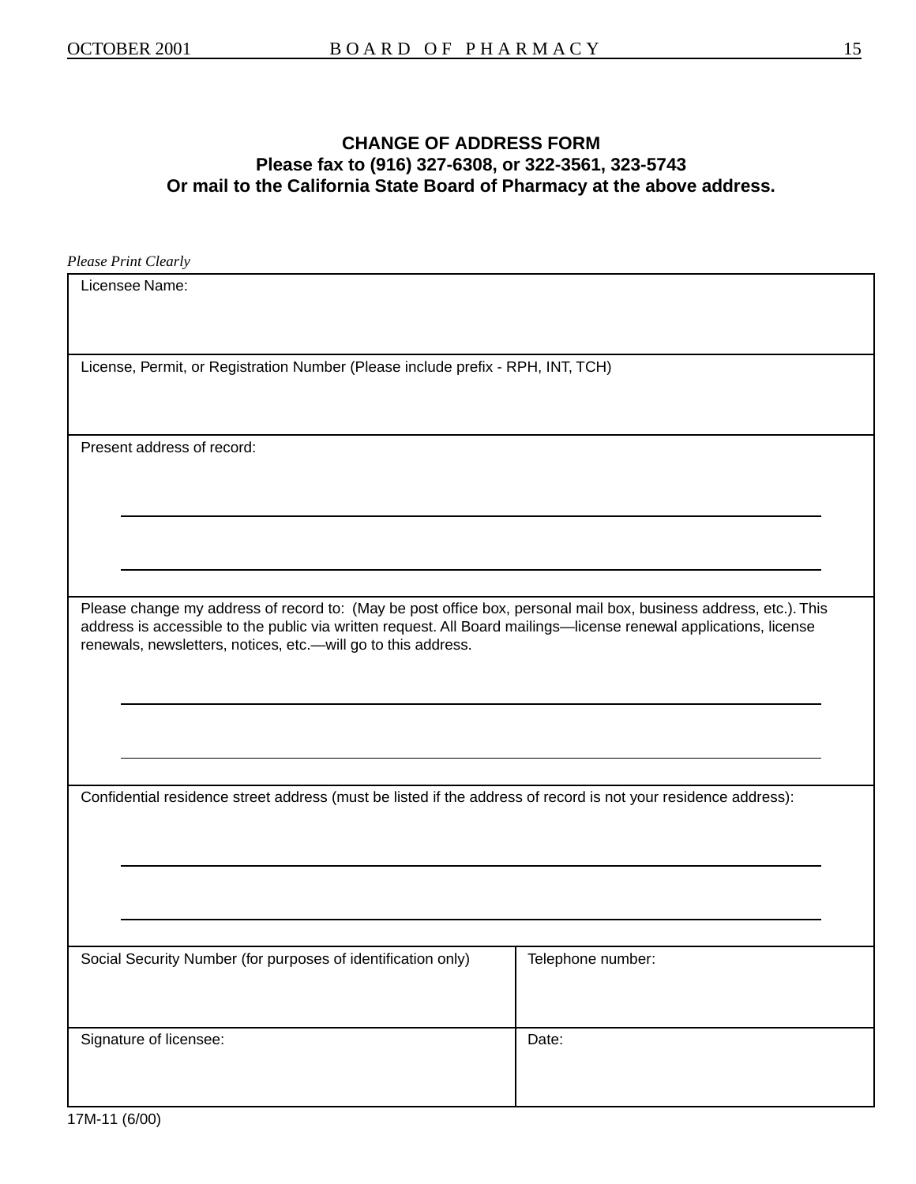## CHANGE OF ADDRESS FORM

**Please fax to (916) 327-6308, or 322-3561, 323-5743**
**Or mail to the California State Board of Pharmacy at the above address.**

*Please Print Clearly*

| Licensee Name: | |
|---|---|
| License, Permit, or Registration Number (Please include prefix - RPH, INT, TCH) | |
| Present address of record: | |
| Please change my address of record to: (May be post office box, personal mail box, business address, etc.). This address is accessible to the public via written request. All Board mailings—license renewal applications, license renewals, newsletters, notices, etc.—will go to this address. | |
| Confidential residence street address (must be listed if the address of record is not your residence address): | |
| Social Security Number (for purposes of identification only) | Telephone number: |
| Signature of licensee: | Date: |

17M-11 (6/00)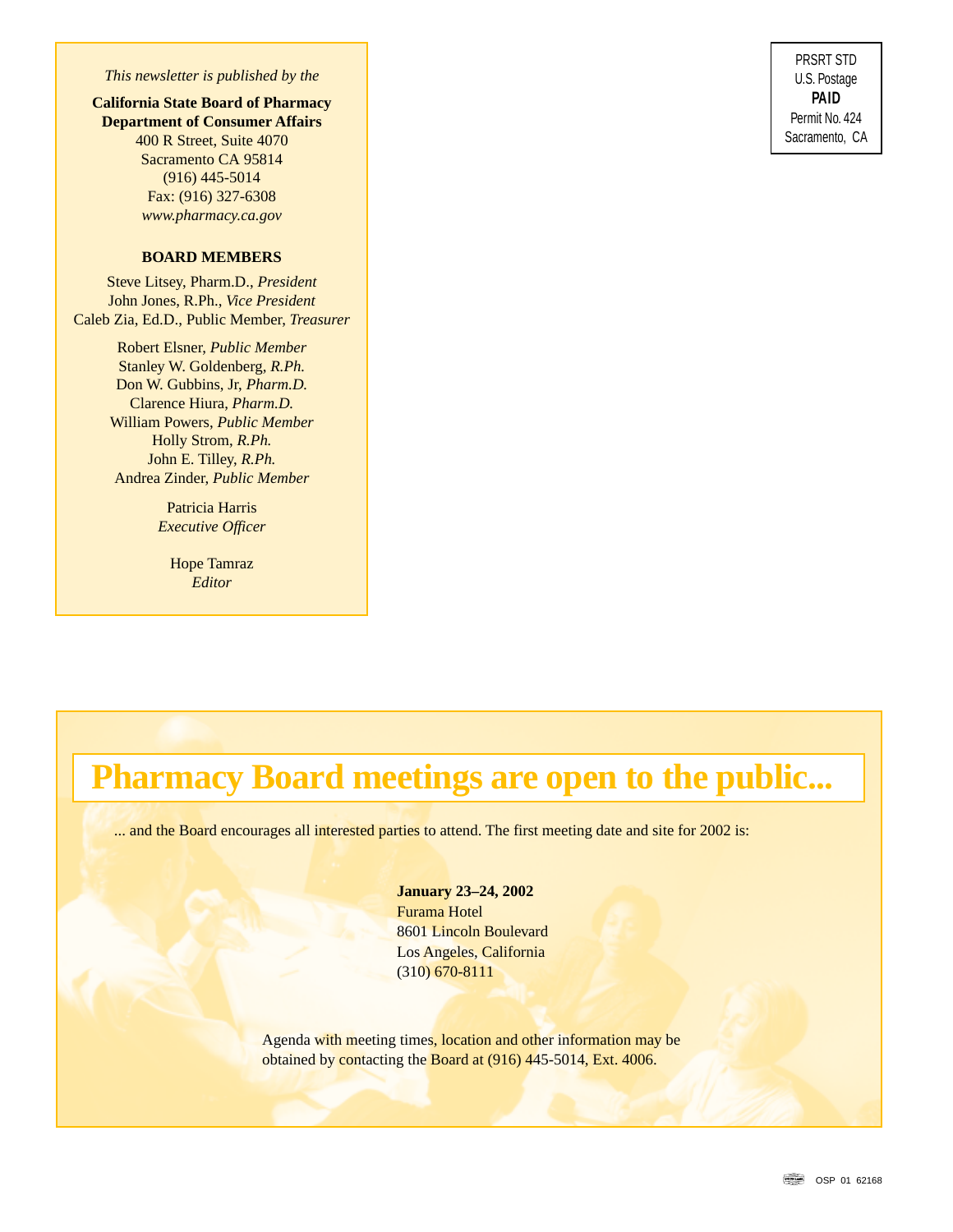*This newsletter is published by the*

**California State Board of Pharmacy**
**Department of Consumer Affairs**
400 R Street, Suite 4070
Sacramento CA 95814
(916) 445-5014
Fax: (916) 327-6308
*www.pharmacy.ca.gov*

**BOARD MEMBERS**

Steve Litsey, Pharm.D., *President*
John Jones, R.Ph., *Vice President*
Caleb Zia, Ed.D., Public Member, *Treasurer*

Robert Elsner, *Public Member*
Stanley W. Goldenberg, *R.Ph.*
Don W. Gubbins, Jr, *Pharm.D.*
Clarence Hiura, *Pharm.D.*
William Powers, *Public Member*
Holly Strom, *R.Ph.*
John E. Tilley, *R.Ph.*
Andrea Zinder, *Public Member*

Patricia Harris
*Executive Officer*

Hope Tamraz
*Editor*

PRSRT STD
U.S. Postage
**PAID**
Permit No. 424
Sacramento, CA

# Pharmacy Board meetings are open to the public...

... and the Board encourages all interested parties to attend. The first meeting date and site for 2002 is:

**January 23–24, 2002**
Furama Hotel
8601 Lincoln Boulevard
Los Angeles, California
(310) 670-8111

Agenda with meeting times, location and other information may be obtained by contacting the Board at (916) 445-5014, Ext. 4006.

OSP 01 62168